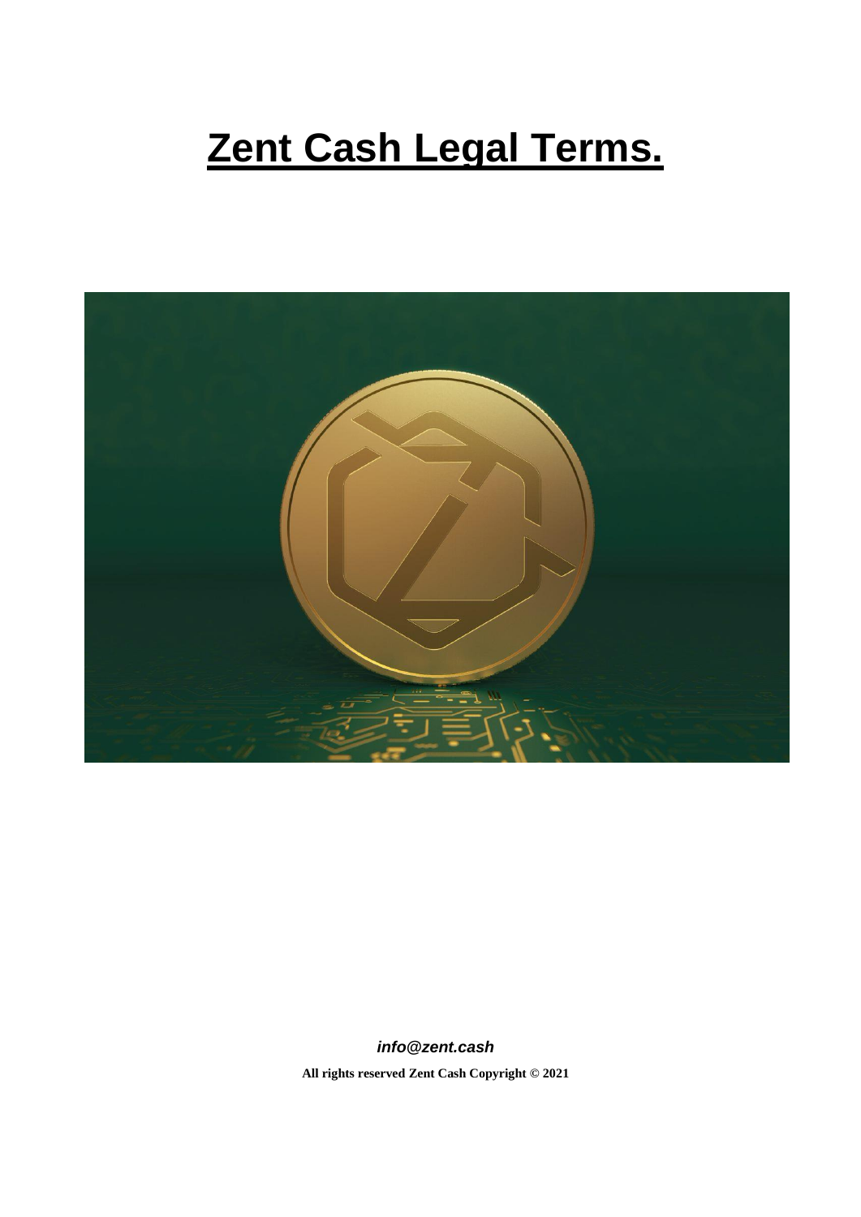# Zent Cash Legal Terms.

***info@zent.cash***

**All rights reserved Zent Cash Copyright © 2021**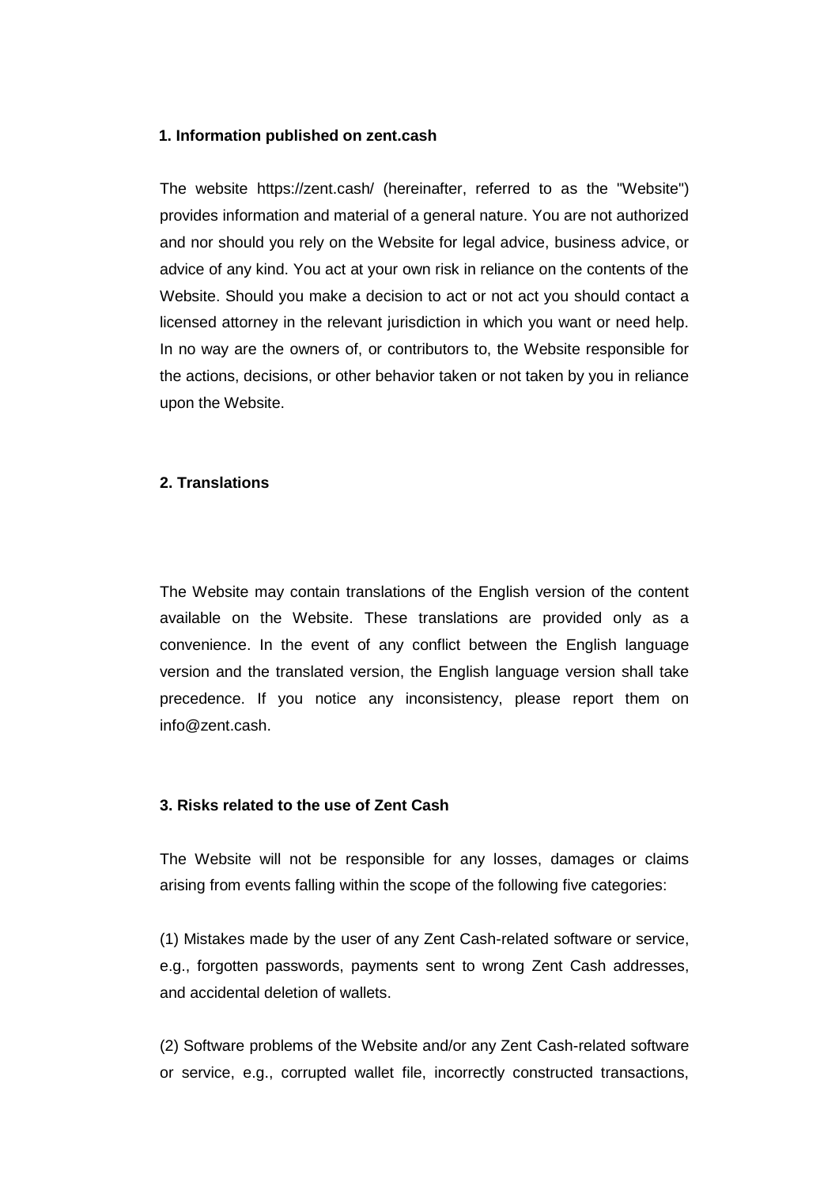## 1. Information published on zent.cash

The website https://zent.cash/ (hereinafter, referred to as the "Website") provides information and material of a general nature. You are not authorized and nor should you rely on the Website for legal advice, business advice, or advice of any kind. You act at your own risk in reliance on the contents of the Website. Should you make a decision to act or not act you should contact a licensed attorney in the relevant jurisdiction in which you want or need help. In no way are the owners of, or contributors to, the Website responsible for the actions, decisions, or other behavior taken or not taken by you in reliance upon the Website.

## 2. Translations

The Website may contain translations of the English version of the content available on the Website. These translations are provided only as a convenience. In the event of any conflict between the English language version and the translated version, the English language version shall take precedence. If you notice any inconsistency, please report them on info@zent.cash.

## 3. Risks related to the use of Zent Cash

The Website will not be responsible for any losses, damages or claims arising from events falling within the scope of the following five categories:

(1) Mistakes made by the user of any Zent Cash-related software or service, e.g., forgotten passwords, payments sent to wrong Zent Cash addresses, and accidental deletion of wallets.

(2) Software problems of the Website and/or any Zent Cash-related software or service, e.g., corrupted wallet file, incorrectly constructed transactions,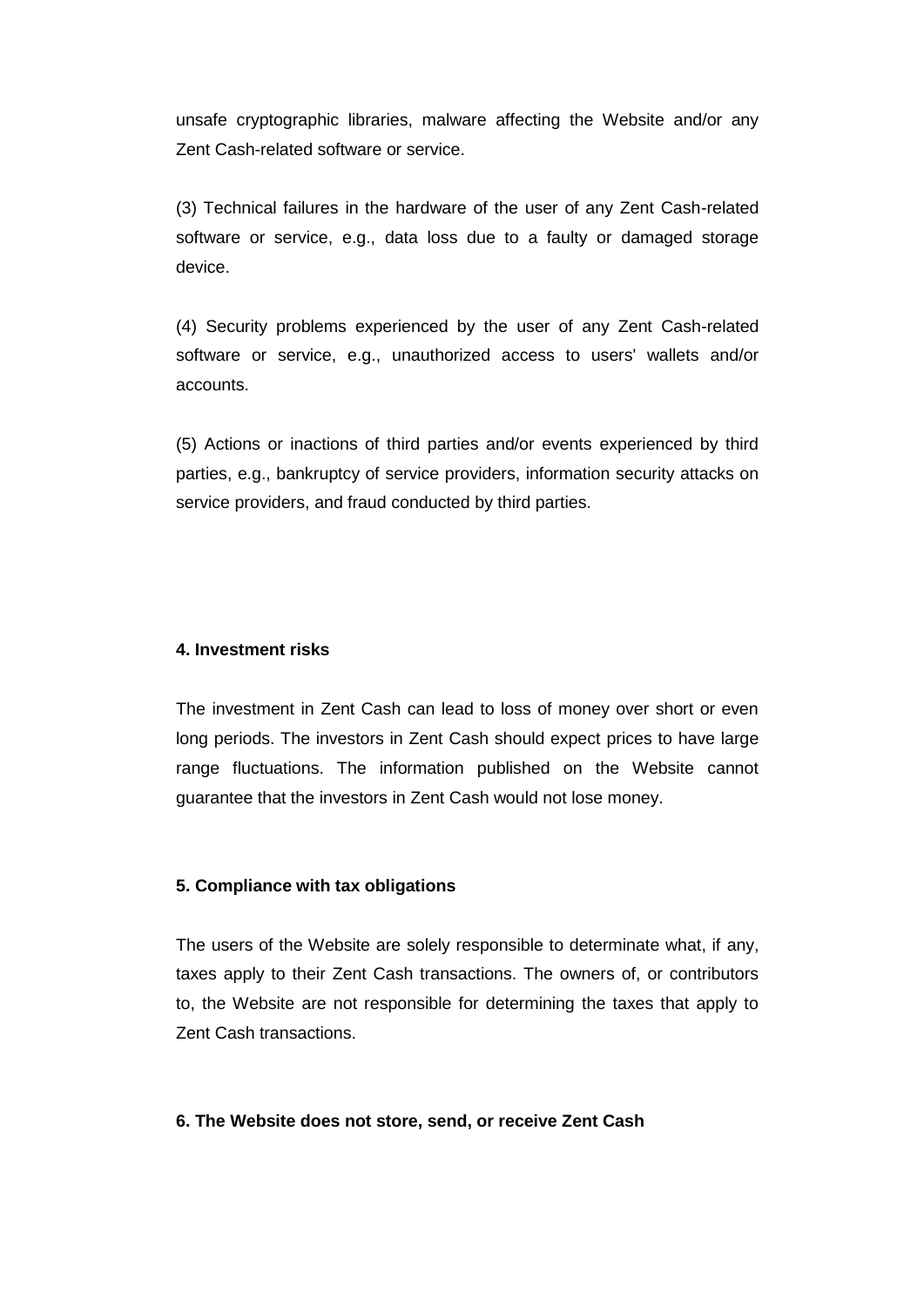unsafe cryptographic libraries, malware affecting the Website and/or any Zent Cash-related software or service.

(3) Technical failures in the hardware of the user of any Zent Cash-related software or service, e.g., data loss due to a faulty or damaged storage device.

(4) Security problems experienced by the user of any Zent Cash-related software or service, e.g., unauthorized access to users' wallets and/or accounts.

(5) Actions or inactions of third parties and/or events experienced by third parties, e.g., bankruptcy of service providers, information security attacks on service providers, and fraud conducted by third parties.

**4. Investment risks**

The investment in Zent Cash can lead to loss of money over short or even long periods. The investors in Zent Cash should expect prices to have large range fluctuations. The information published on the Website cannot guarantee that the investors in Zent Cash would not lose money.

**5. Compliance with tax obligations**

The users of the Website are solely responsible to determinate what, if any, taxes apply to their Zent Cash transactions. The owners of, or contributors to, the Website are not responsible for determining the taxes that apply to Zent Cash transactions.

**6. The Website does not store, send, or receive Zent Cash**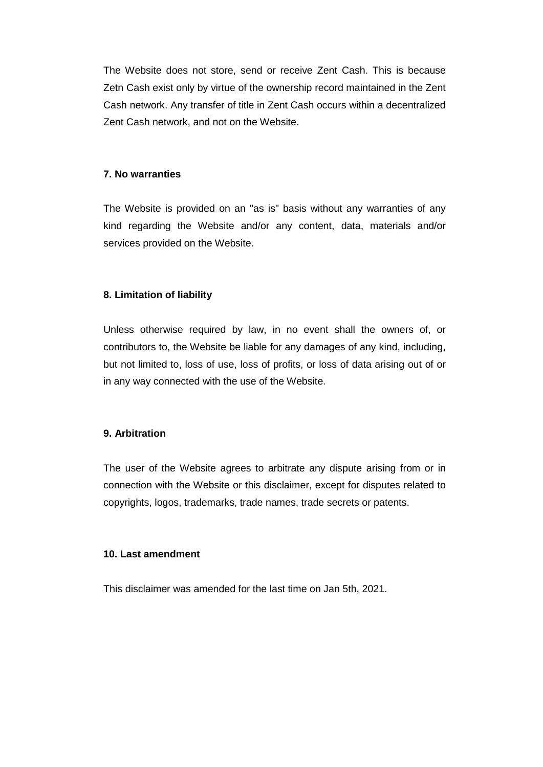The Website does not store, send or receive Zent Cash. This is because Zetn Cash exist only by virtue of the ownership record maintained in the Zent Cash network. Any transfer of title in Zent Cash occurs within a decentralized Zent Cash network, and not on the Website.

**7. No warranties**

The Website is provided on an "as is" basis without any warranties of any kind regarding the Website and/or any content, data, materials and/or services provided on the Website.

**8. Limitation of liability**

Unless otherwise required by law, in no event shall the owners of, or contributors to, the Website be liable for any damages of any kind, including, but not limited to, loss of use, loss of profits, or loss of data arising out of or in any way connected with the use of the Website.

**9. Arbitration**

The user of the Website agrees to arbitrate any dispute arising from or in connection with the Website or this disclaimer, except for disputes related to copyrights, logos, trademarks, trade names, trade secrets or patents.

**10. Last amendment**

This disclaimer was amended for the last time on Jan 5th, 2021.